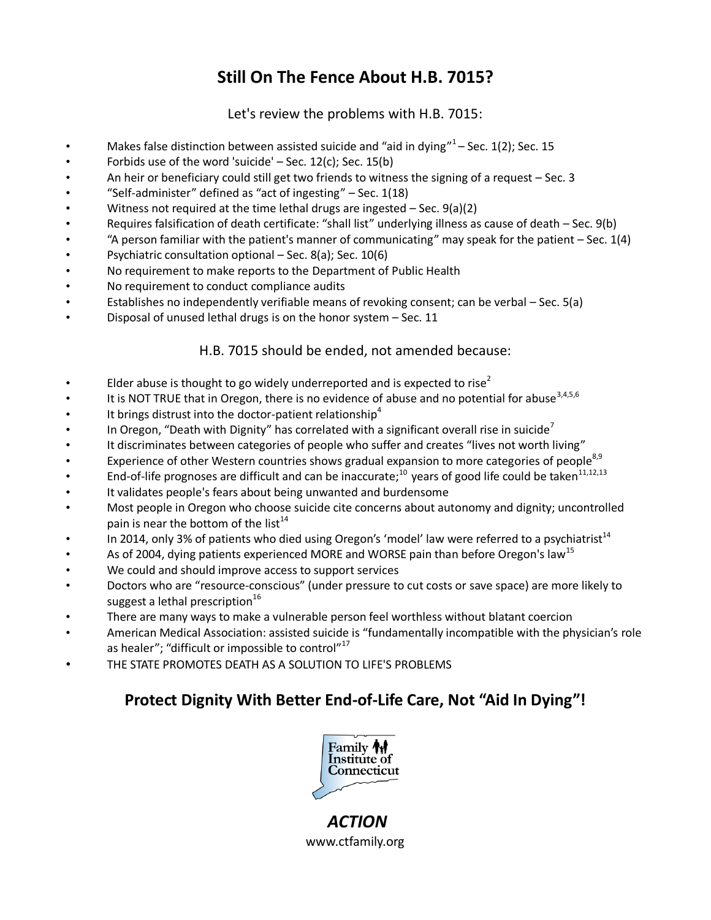# Still On The Fence About H.B. 7015?

Let's review the problems with H.B. 7015:

- Makes false distinction between assisted suicide and "aid in dying"[1] – Sec. 1(2); Sec. 15
- Forbids use of the word 'suicide' – Sec. 12(c); Sec. 15(b)
- An heir or beneficiary could still get two friends to witness the signing of a request – Sec. 3
- "Self-administer" defined as "act of ingesting" – Sec. 1(18)
- Witness not required at the time lethal drugs are ingested – Sec. 9(a)(2)
- Requires falsification of death certificate: "shall list" underlying illness as cause of death – Sec. 9(b)
- "A person familiar with the patient's manner of communicating" may speak for the patient – Sec. 1(4)
- Psychiatric consultation optional – Sec. 8(a); Sec. 10(6)
- No requirement to make reports to the Department of Public Health
- No requirement to conduct compliance audits
- Establishes no independently verifiable means of revoking consent; can be verbal – Sec. 5(a)
- Disposal of unused lethal drugs is on the honor system – Sec. 11

H.B. 7015 should be ended, not amended because:

- Elder abuse is thought to go widely underreported and is expected to rise[2]
- It is NOT TRUE that in Oregon, there is no evidence of abuse and no potential for abuse[3,4,5,6]
- It brings distrust into the doctor-patient relationship[4]
- In Oregon, "Death with Dignity" has correlated with a significant overall rise in suicide[7]
- It discriminates between categories of people who suffer and creates "lives not worth living"
- Experience of other Western countries shows gradual expansion to more categories of people[8,9]
- End-of-life prognoses are difficult and can be inaccurate;[10] years of good life could be taken[11,12,13]
- It validates people's fears about being unwanted and burdensome
- Most people in Oregon who choose suicide cite concerns about autonomy and dignity; uncontrolled pain is near the bottom of the list[14]
- In 2014, only 3% of patients who died using Oregon's 'model' law were referred to a psychiatrist[14]
- As of 2004, dying patients experienced MORE and WORSE pain than before Oregon's law[15]
- We could and should improve access to support services
- Doctors who are "resource-conscious" (under pressure to cut costs or save space) are more likely to suggest a lethal prescription[16]
- There are many ways to make a vulnerable person feel worthless without blatant coercion
- American Medical Association: assisted suicide is "fundamentally incompatible with the physician's role as healer"; "difficult or impossible to control"[17]
- THE STATE PROMOTES DEATH AS A SOLUTION TO LIFE'S PROBLEMS

## Protect Dignity With Better End-of-Life Care, Not "Aid In Dying"!

Family Institute of Connecticut

***ACTION***

www.ctfamily.org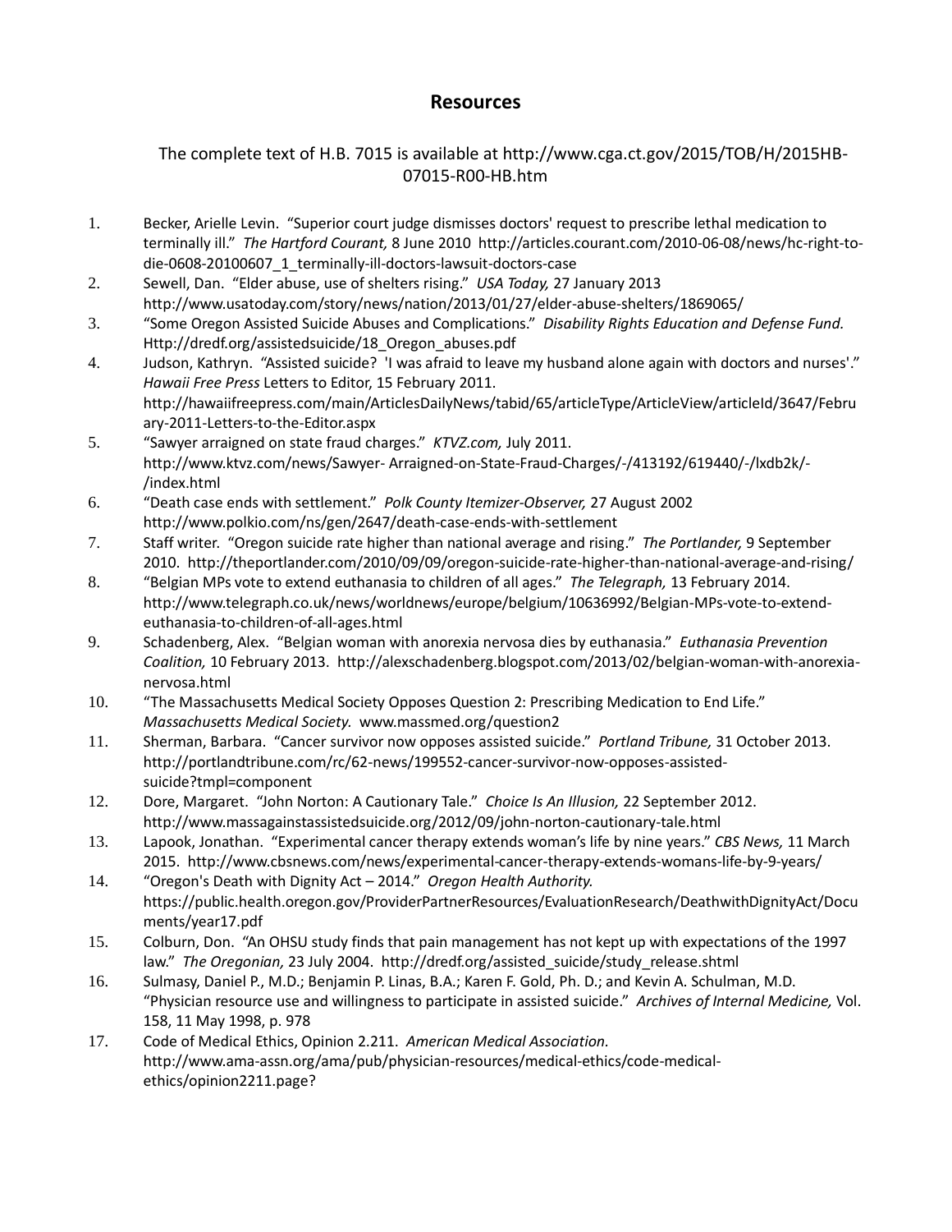# Resources

The complete text of H.B. 7015 is available at http://www.cga.ct.gov/2015/TOB/H/2015HB-07015-R00-HB.htm

1. Becker, Arielle Levin. "Superior court judge dismisses doctors' request to prescribe lethal medication to terminally ill." *The Hartford Courant,* 8 June 2010 http://articles.courant.com/2010-06-08/news/hc-right-to-die-0608-20100607_1_terminally-ill-doctors-lawsuit-doctors-case
2. Sewell, Dan. "Elder abuse, use of shelters rising." *USA Today,* 27 January 2013 http://www.usatoday.com/story/news/nation/2013/01/27/elder-abuse-shelters/1869065/
3. "Some Oregon Assisted Suicide Abuses and Complications." *Disability Rights Education and Defense Fund.* Http://dredf.org/assistedsuicide/18_Oregon_abuses.pdf
4. Judson, Kathryn. "Assisted suicide? 'I was afraid to leave my husband alone again with doctors and nurses'." *Hawaii Free Press* Letters to Editor, 15 February 2011. http://hawaiifreepress.com/main/ArticlesDailyNews/tabid/65/articleType/ArticleView/articleId/3647/February-2011-Letters-to-the-Editor.aspx
5. "Sawyer arraigned on state fraud charges." *KTVZ.com,* July 2011. http://www.ktvz.com/news/Sawyer- Arraigned-on-State-Fraud-Charges/-/413192/619440/-/lxdb2k/-/index.html
6. "Death case ends with settlement." *Polk County Itemizer-Observer,* 27 August 2002 http://www.polkio.com/ns/gen/2647/death-case-ends-with-settlement
7. Staff writer. "Oregon suicide rate higher than national average and rising." *The Portlander,* 9 September 2010. http://theportlander.com/2010/09/09/oregon-suicide-rate-higher-than-national-average-and-rising/
8. "Belgian MPs vote to extend euthanasia to children of all ages." *The Telegraph,* 13 February 2014. http://www.telegraph.co.uk/news/worldnews/europe/belgium/10636992/Belgian-MPs-vote-to-extend-euthanasia-to-children-of-all-ages.html
9. Schadenberg, Alex. "Belgian woman with anorexia nervosa dies by euthanasia." *Euthanasia Prevention Coalition,* 10 February 2013. http://alexschadenberg.blogspot.com/2013/02/belgian-woman-with-anorexia-nervosa.html
10. "The Massachusetts Medical Society Opposes Question 2: Prescribing Medication to End Life." *Massachusetts Medical Society.* www.massmed.org/question2
11. Sherman, Barbara. "Cancer survivor now opposes assisted suicide." *Portland Tribune,* 31 October 2013. http://portlandtribune.com/rc/62-news/199552-cancer-survivor-now-opposes-assisted-suicide?tmpl=component
12. Dore, Margaret. "John Norton: A Cautionary Tale." *Choice Is An Illusion,* 22 September 2012. http://www.massagainstassistedsuicide.org/2012/09/john-norton-cautionary-tale.html
13. Lapook, Jonathan. "Experimental cancer therapy extends woman's life by nine years." *CBS News,* 11 March 2015. http://www.cbsnews.com/news/experimental-cancer-therapy-extends-womans-life-by-9-years/
14. "Oregon's Death with Dignity Act – 2014." *Oregon Health Authority.* https://public.health.oregon.gov/ProviderPartnerResources/EvaluationResearch/DeathwithDignityAct/Documents/year17.pdf
15. Colburn, Don. "An OHSU study finds that pain management has not kept up with expectations of the 1997 law." *The Oregonian,* 23 July 2004. http://dredf.org/assisted_suicide/study_release.shtml
16. Sulmasy, Daniel P., M.D.; Benjamin P. Linas, B.A.; Karen F. Gold, Ph. D.; and Kevin A. Schulman, M.D. "Physician resource use and willingness to participate in assisted suicide." *Archives of Internal Medicine,* Vol. 158, 11 May 1998, p. 978
17. Code of Medical Ethics, Opinion 2.211. *American Medical Association.* http://www.ama-assn.org/ama/pub/physician-resources/medical-ethics/code-medical-ethics/opinion2211.page?